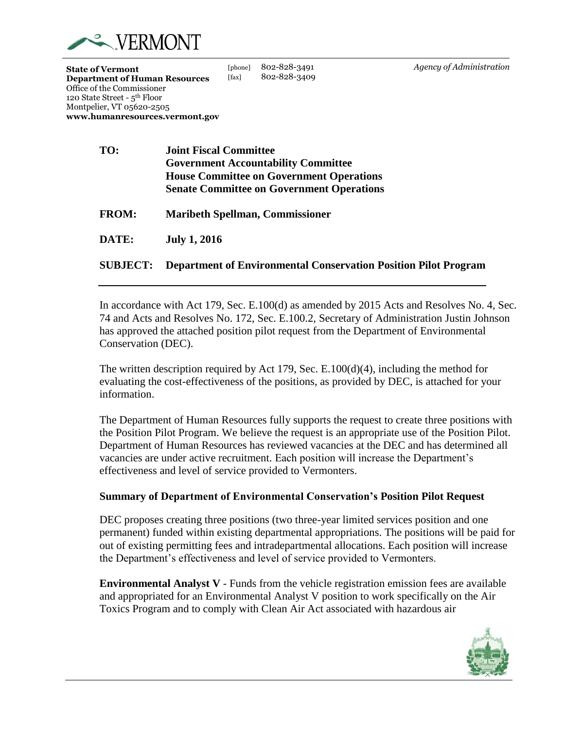VERMONT

**State of Vermont**
**Department of Human Resources**
Office of the Commissioner
120 State Street - 5th Floor
Montpelier, VT 05620-2505
**www.humanresources.vermont.gov**

[phone] 802-828-3491
[fax] 802-828-3409

*Agency of Administration*

**TO:** **Joint Fiscal Committee**
**Government Accountability Committee**
**House Committee on Government Operations**
**Senate Committee on Government Operations**

**FROM:** **Maribeth Spellman, Commissioner**

**DATE:** **July 1, 2016**

**SUBJECT:** **Department of Environmental Conservation Position Pilot Program**

---

In accordance with Act 179, Sec. E.100(d) as amended by 2015 Acts and Resolves No. 4, Sec. 74 and Acts and Resolves No. 172, Sec. E.100.2, Secretary of Administration Justin Johnson has approved the attached position pilot request from the Department of Environmental Conservation (DEC).

The written description required by Act 179, Sec. E.100(d)(4), including the method for evaluating the cost-effectiveness of the positions, as provided by DEC, is attached for your information.

The Department of Human Resources fully supports the request to create three positions with the Position Pilot Program. We believe the request is an appropriate use of the Position Pilot. Department of Human Resources has reviewed vacancies at the DEC and has determined all vacancies are under active recruitment. Each position will increase the Department's effectiveness and level of service provided to Vermonters.

### Summary of Department of Environmental Conservation's Position Pilot Request

DEC proposes creating three positions (two three-year limited services position and one permanent) funded within existing departmental appropriations. The positions will be paid for out of existing permitting fees and intradepartmental allocations. Each position will increase the Department's effectiveness and level of service provided to Vermonters.

**Environmental Analyst V** - Funds from the vehicle registration emission fees are available and appropriated for an Environmental Analyst V position to work specifically on the Air Toxics Program and to comply with Clean Air Act associated with hazardous air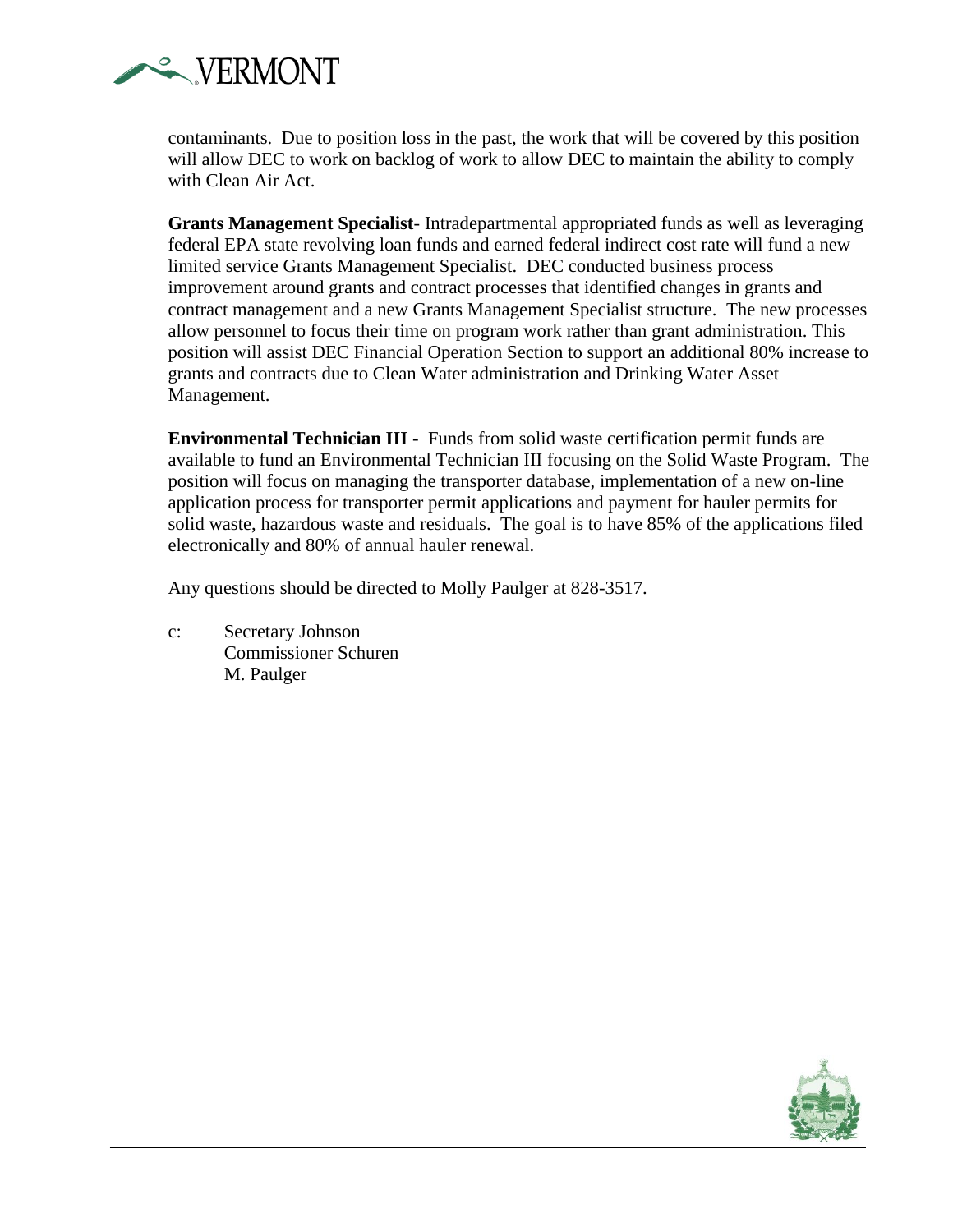contaminants. Due to position loss in the past, the work that will be covered by this position will allow DEC to work on backlog of work to allow DEC to maintain the ability to comply with Clean Air Act.

**Grants Management Specialist**- Intradepartmental appropriated funds as well as leveraging federal EPA state revolving loan funds and earned federal indirect cost rate will fund a new limited service Grants Management Specialist. DEC conducted business process improvement around grants and contract processes that identified changes in grants and contract management and a new Grants Management Specialist structure. The new processes allow personnel to focus their time on program work rather than grant administration. This position will assist DEC Financial Operation Section to support an additional 80% increase to grants and contracts due to Clean Water administration and Drinking Water Asset Management.

**Environmental Technician III** - Funds from solid waste certification permit funds are available to fund an Environmental Technician III focusing on the Solid Waste Program. The position will focus on managing the transporter database, implementation of a new on-line application process for transporter permit applications and payment for hauler permits for solid waste, hazardous waste and residuals. The goal is to have 85% of the applications filed electronically and 80% of annual hauler renewal.

Any questions should be directed to Molly Paulger at 828-3517.

c: Secretary Johnson
Commissioner Schuren
M. Paulger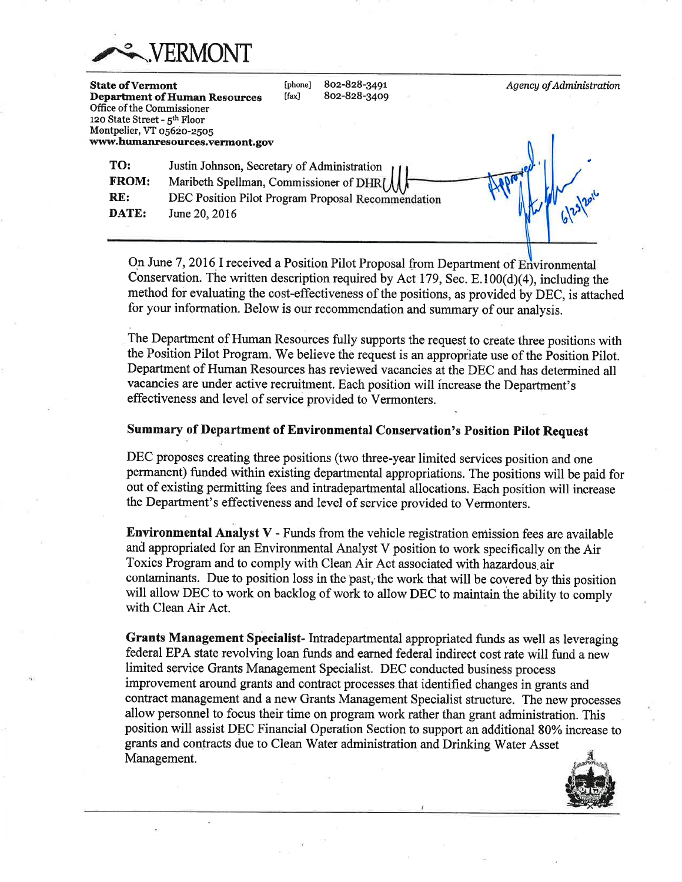# VERMONT

**State of Vermont**
**Department of Human Resources**
Office of the Commissioner
120 State Street - 5th Floor
Montpelier, VT 05620-2505
**www.humanresources.vermont.gov**

[phone] 802-828-3491
[fax] 802-828-3409

*Agency of Administration*

**TO:** Justin Johnson, Secretary of Administration
**FROM:** Maribeth Spellman, Commissioner of DHR
**RE:** DEC Position Pilot Program Proposal Recommendation
**DATE:** June 20, 2016

Approved. 6/23/2016

On June 7, 2016 I received a Position Pilot Proposal from Department of Environmental Conservation. The written description required by Act 179, Sec. E.100(d)(4), including the method for evaluating the cost-effectiveness of the positions, as provided by DEC, is attached for your information. Below is our recommendation and summary of our analysis.

The Department of Human Resources fully supports the request to create three positions with the Position Pilot Program. We believe the request is an appropriate use of the Position Pilot. Department of Human Resources has reviewed vacancies at the DEC and has determined all vacancies are under active recruitment. Each position will increase the Department's effectiveness and level of service provided to Vermonters.

**Summary of Department of Environmental Conservation's Position Pilot Request**

DEC proposes creating three positions (two three-year limited services position and one permanent) funded within existing departmental appropriations. The positions will be paid for out of existing permitting fees and intradepartmental allocations. Each position will increase the Department's effectiveness and level of service provided to Vermonters.

**Environmental Analyst V** - Funds from the vehicle registration emission fees are available and appropriated for an Environmental Analyst V position to work specifically on the Air Toxics Program and to comply with Clean Air Act associated with hazardous air contaminants. Due to position loss in the past, the work that will be covered by this position will allow DEC to work on backlog of work to allow DEC to maintain the ability to comply with Clean Air Act.

**Grants Management Specialist**- Intradepartmental appropriated funds as well as leveraging federal EPA state revolving loan funds and earned federal indirect cost rate will fund a new limited service Grants Management Specialist. DEC conducted business process improvement around grants and contract processes that identified changes in grants and contract management and a new Grants Management Specialist structure. The new processes allow personnel to focus their time on program work rather than grant administration. This position will assist DEC Financial Operation Section to support an additional 80% increase to grants and contracts due to Clean Water administration and Drinking Water Asset Management.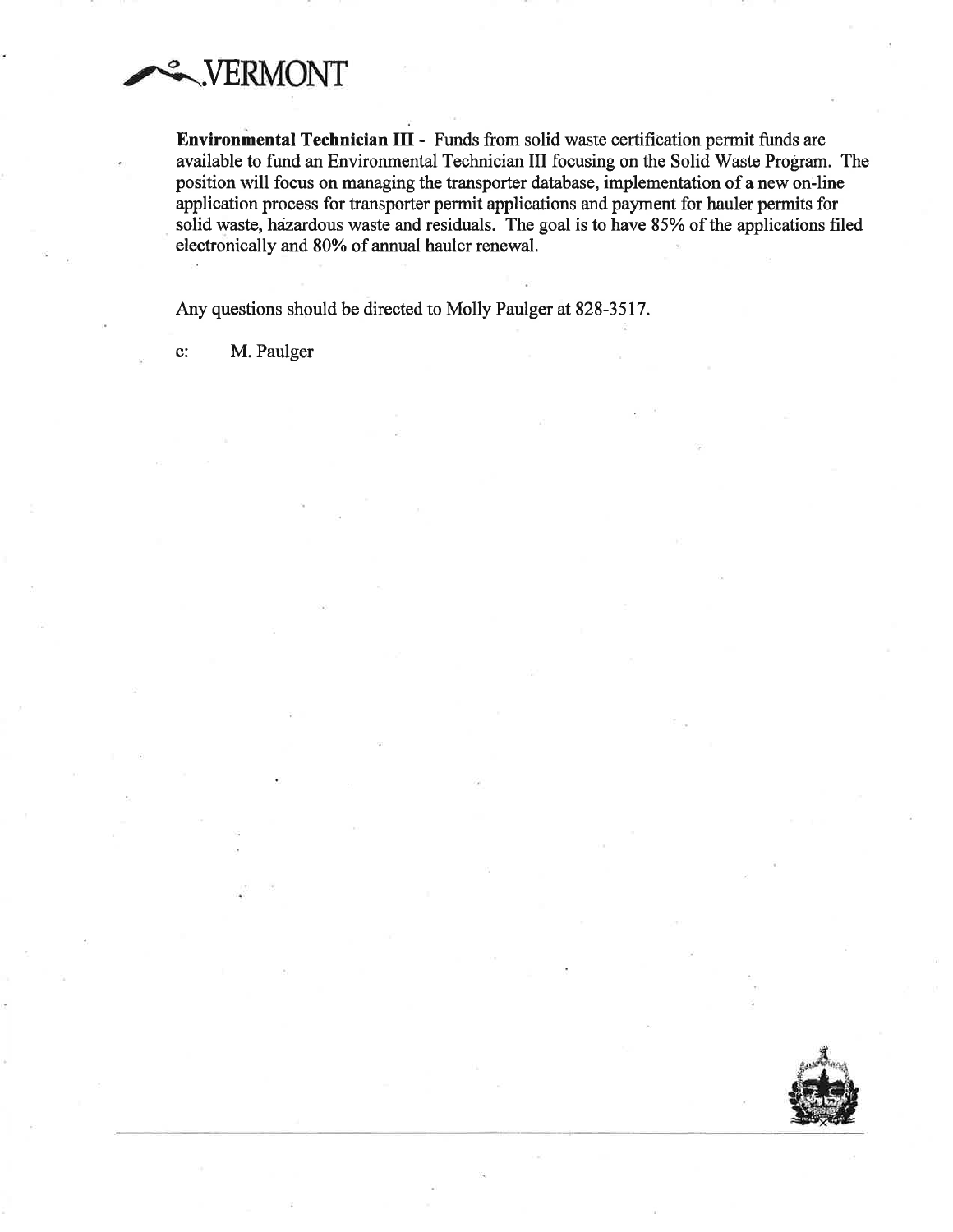**Environmental Technician III** - Funds from solid waste certification permit funds are available to fund an Environmental Technician III focusing on the Solid Waste Program. The position will focus on managing the transporter database, implementation of a new on-line application process for transporter permit applications and payment for hauler permits for solid waste, hazardous waste and residuals. The goal is to have 85% of the applications filed electronically and 80% of annual hauler renewal.

Any questions should be directed to Molly Paulger at 828-3517.

c: M. Paulger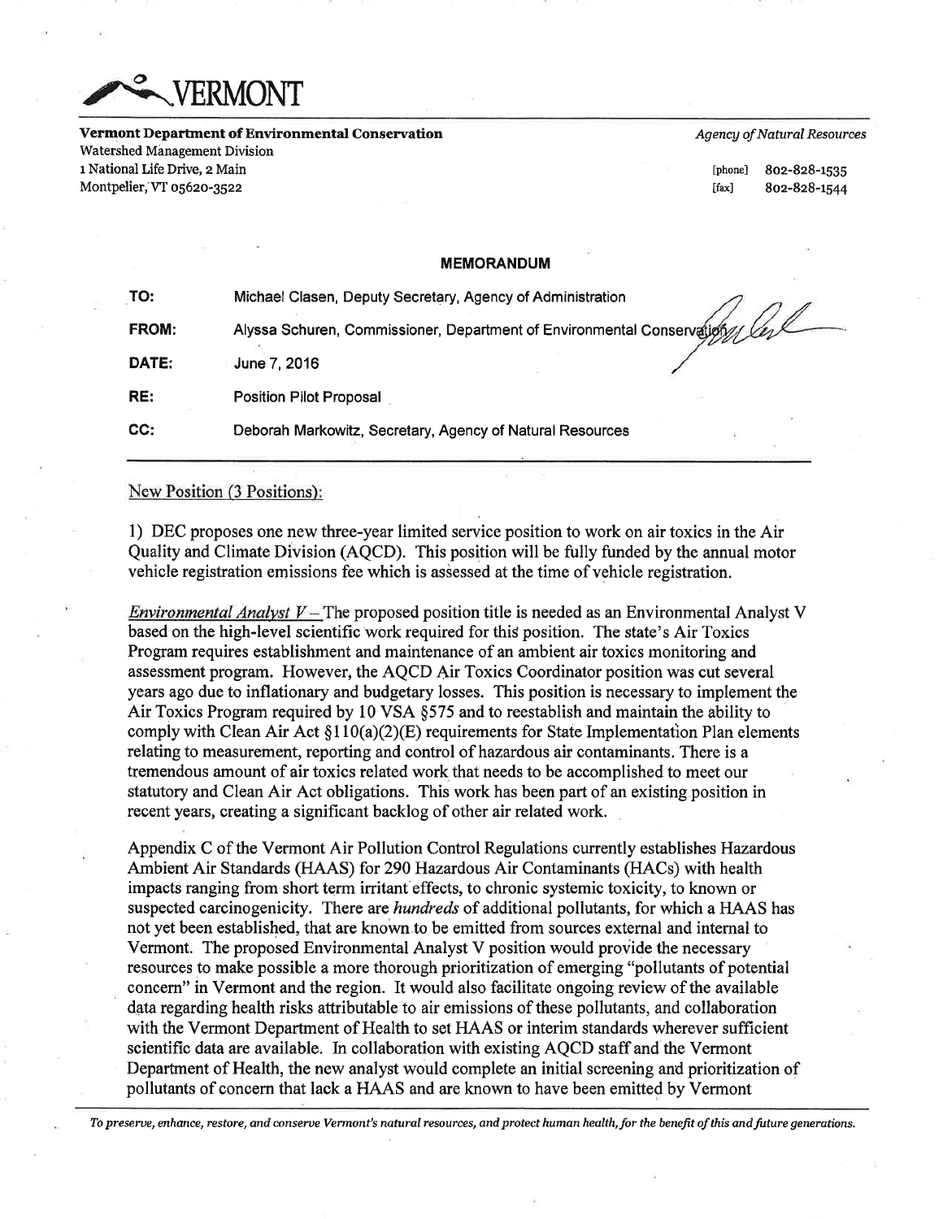# VERMONT

**Vermont Department of Environmental Conservation**
Watershed Management Division
1 National Life Drive, 2 Main
Montpelier, VT 05620-3522

*Agency of Natural Resources*

[phone] 802-828-1535
[fax] 802-828-1544

## MEMORANDUM

| | |
|---|---|
| **TO:** | Michael Clasen, Deputy Secretary, Agency of Administration |
| **FROM:** | Alyssa Schuren, Commissioner, Department of Environmental Conservation |
| **DATE:** | June 7, 2016 |
| **RE:** | Position Pilot Proposal |
| **CC:** | Deborah Markowitz, Secretary, Agency of Natural Resources |

New Position (3 Positions):

1) DEC proposes one new three-year limited service position to work on air toxics in the Air Quality and Climate Division (AQCD). This position will be fully funded by the annual motor vehicle registration emissions fee which is assessed at the time of vehicle registration.

*Environmental Analyst V* – The proposed position title is needed as an Environmental Analyst V based on the high-level scientific work required for this position. The state's Air Toxics Program requires establishment and maintenance of an ambient air toxics monitoring and assessment program. However, the AQCD Air Toxics Coordinator position was cut several years ago due to inflationary and budgetary losses. This position is necessary to implement the Air Toxics Program required by 10 VSA §575 and to reestablish and maintain the ability to comply with Clean Air Act §110(a)(2)(E) requirements for State Implementation Plan elements relating to measurement, reporting and control of hazardous air contaminants. There is a tremendous amount of air toxics related work that needs to be accomplished to meet our statutory and Clean Air Act obligations. This work has been part of an existing position in recent years, creating a significant backlog of other air related work.

Appendix C of the Vermont Air Pollution Control Regulations currently establishes Hazardous Ambient Air Standards (HAAS) for 290 Hazardous Air Contaminants (HACs) with health impacts ranging from short term irritant effects, to chronic systemic toxicity, to known or suspected carcinogenicity. There are *hundreds* of additional pollutants, for which a HAAS has not yet been established, that are known to be emitted from sources external and internal to Vermont. The proposed Environmental Analyst V position would provide the necessary resources to make possible a more thorough prioritization of emerging "pollutants of potential concern" in Vermont and the region. It would also facilitate ongoing review of the available data regarding health risks attributable to air emissions of these pollutants, and collaboration with the Vermont Department of Health to set HAAS or interim standards wherever sufficient scientific data are available. In collaboration with existing AQCD staff and the Vermont Department of Health, the new analyst would complete an initial screening and prioritization of pollutants of concern that lack a HAAS and are known to have been emitted by Vermont

*To preserve, enhance, restore, and conserve Vermont's natural resources, and protect human health, for the benefit of this and future generations.*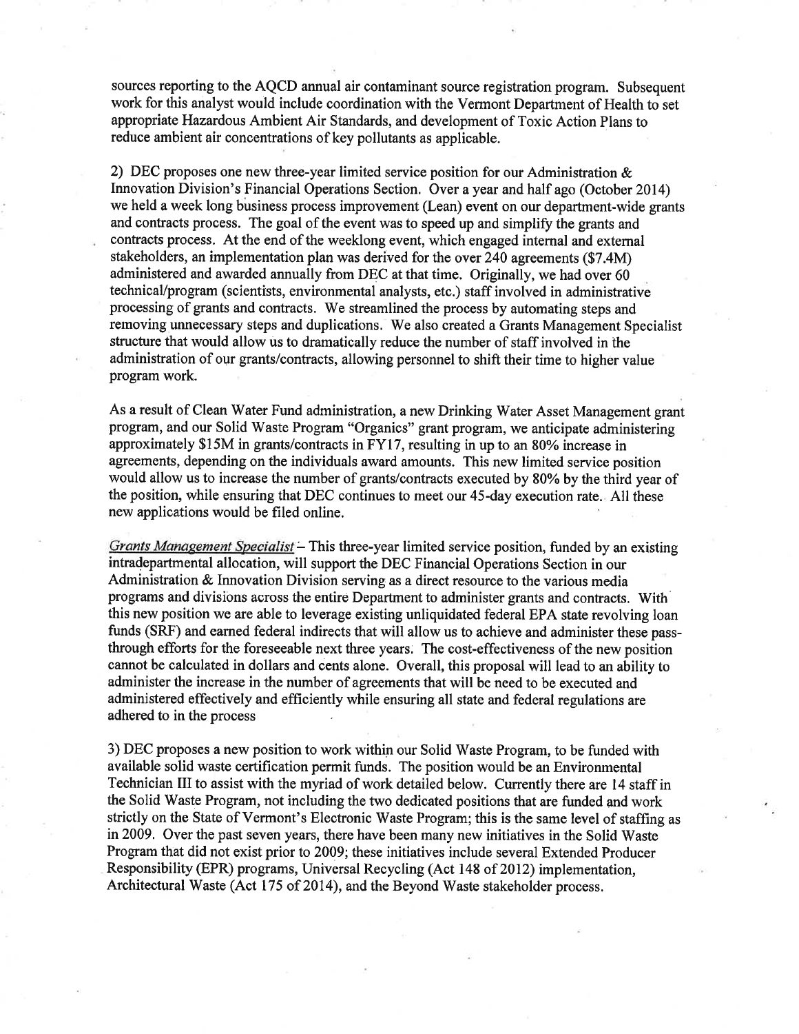sources reporting to the AQCD annual air contaminant source registration program. Subsequent work for this analyst would include coordination with the Vermont Department of Health to set appropriate Hazardous Ambient Air Standards, and development of Toxic Action Plans to reduce ambient air concentrations of key pollutants as applicable.

2) DEC proposes one new three-year limited service position for our Administration & Innovation Division's Financial Operations Section. Over a year and half ago (October 2014) we held a week long business process improvement (Lean) event on our department-wide grants and contracts process. The goal of the event was to speed up and simplify the grants and contracts process. At the end of the weeklong event, which engaged internal and external stakeholders, an implementation plan was derived for the over 240 agreements ($7.4M) administered and awarded annually from DEC at that time. Originally, we had over 60 technical/program (scientists, environmental analysts, etc.) staff involved in administrative processing of grants and contracts. We streamlined the process by automating steps and removing unnecessary steps and duplications. We also created a Grants Management Specialist structure that would allow us to dramatically reduce the number of staff involved in the administration of our grants/contracts, allowing personnel to shift their time to higher value program work.

As a result of Clean Water Fund administration, a new Drinking Water Asset Management grant program, and our Solid Waste Program "Organics" grant program, we anticipate administering approximately $15M in grants/contracts in FY17, resulting in up to an 80% increase in agreements, depending on the individuals award amounts. This new limited service position would allow us to increase the number of grants/contracts executed by 80% by the third year of the position, while ensuring that DEC continues to meet our 45-day execution rate. All these new applications would be filed online.

*Grants Management Specialist* – This three-year limited service position, funded by an existing intradepartmental allocation, will support the DEC Financial Operations Section in our Administration & Innovation Division serving as a direct resource to the various media programs and divisions across the entire Department to administer grants and contracts. With this new position we are able to leverage existing unliquidated federal EPA state revolving loan funds (SRF) and earned federal indirects that will allow us to achieve and administer these pass-through efforts for the foreseeable next three years. The cost-effectiveness of the new position cannot be calculated in dollars and cents alone. Overall, this proposal will lead to an ability to administer the increase in the number of agreements that will be need to be executed and administered effectively and efficiently while ensuring all state and federal regulations are adhered to in the process

3) DEC proposes a new position to work within our Solid Waste Program, to be funded with available solid waste certification permit funds. The position would be an Environmental Technician III to assist with the myriad of work detailed below. Currently there are 14 staff in the Solid Waste Program, not including the two dedicated positions that are funded and work strictly on the State of Vermont's Electronic Waste Program; this is the same level of staffing as in 2009. Over the past seven years, there have been many new initiatives in the Solid Waste Program that did not exist prior to 2009; these initiatives include several Extended Producer Responsibility (EPR) programs, Universal Recycling (Act 148 of 2012) implementation, Architectural Waste (Act 175 of 2014), and the Beyond Waste stakeholder process.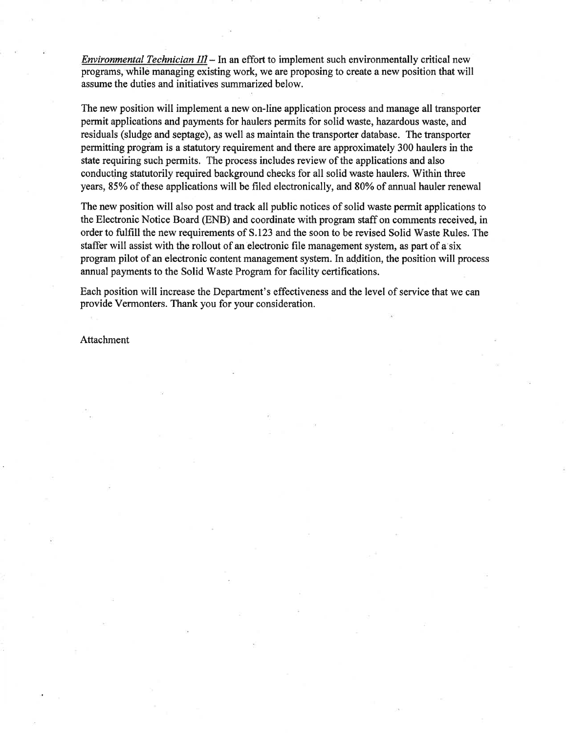*Environmental Technician III* – In an effort to implement such environmentally critical new programs, while managing existing work, we are proposing to create a new position that will assume the duties and initiatives summarized below.

The new position will implement a new on-line application process and manage all transporter permit applications and payments for haulers permits for solid waste, hazardous waste, and residuals (sludge and septage), as well as maintain the transporter database. The transporter permitting program is a statutory requirement and there are approximately 300 haulers in the state requiring such permits. The process includes review of the applications and also conducting statutorily required background checks for all solid waste haulers. Within three years, 85% of these applications will be filed electronically, and 80% of annual hauler renewal

The new position will also post and track all public notices of solid waste permit applications to the Electronic Notice Board (ENB) and coordinate with program staff on comments received, in order to fulfill the new requirements of S.123 and the soon to be revised Solid Waste Rules. The staffer will assist with the rollout of an electronic file management system, as part of a six program pilot of an electronic content management system. In addition, the position will process annual payments to the Solid Waste Program for facility certifications.

Each position will increase the Department's effectiveness and the level of service that we can provide Vermonters. Thank you for your consideration.

Attachment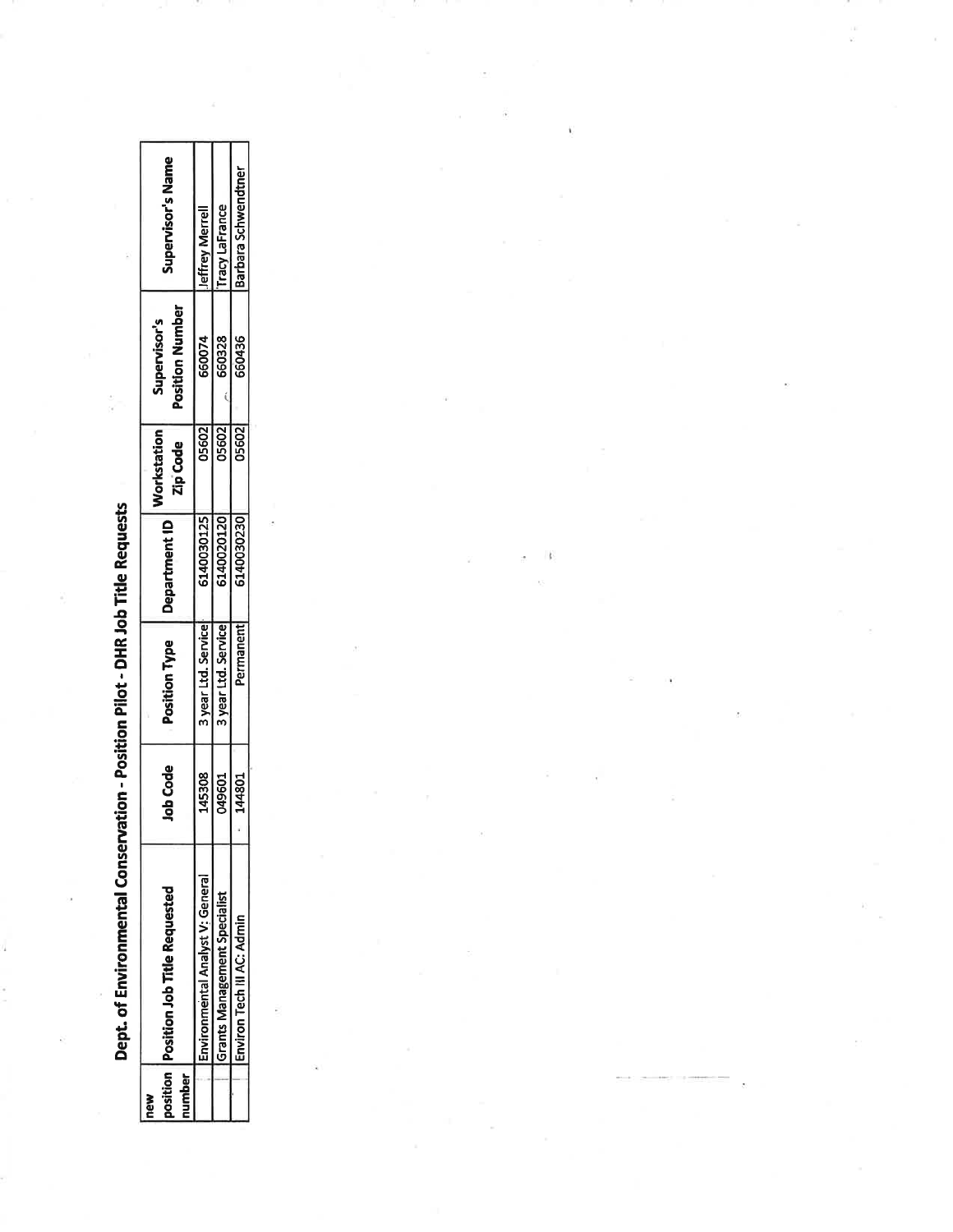# Dept. of Environmental Conservation - Position Pilot - DHR Job Title Requests

| new position number | Position Job Title Requested | Job Code | Position Type | Department ID | Workstation Zip Code | Supervisor's Position Number | Supervisor's Name |
|---|---|---|---|---|---|---|---|
| | Environmental Analyst V: General | 145308 | 3 year Ltd. Service | 6140030125 | 05602 | 660074 | Jeffrey Merrell |
| | Grants Management Specialist | 049601 | 3 year Ltd. Service | 6140020120 | 05602 | 660328 | Tracy LaFrance |
| | Environ Tech III AC: Admin | 144801 | Permanent | 6140030230 | 05602 | 660436 | Barbara Schwendtner |